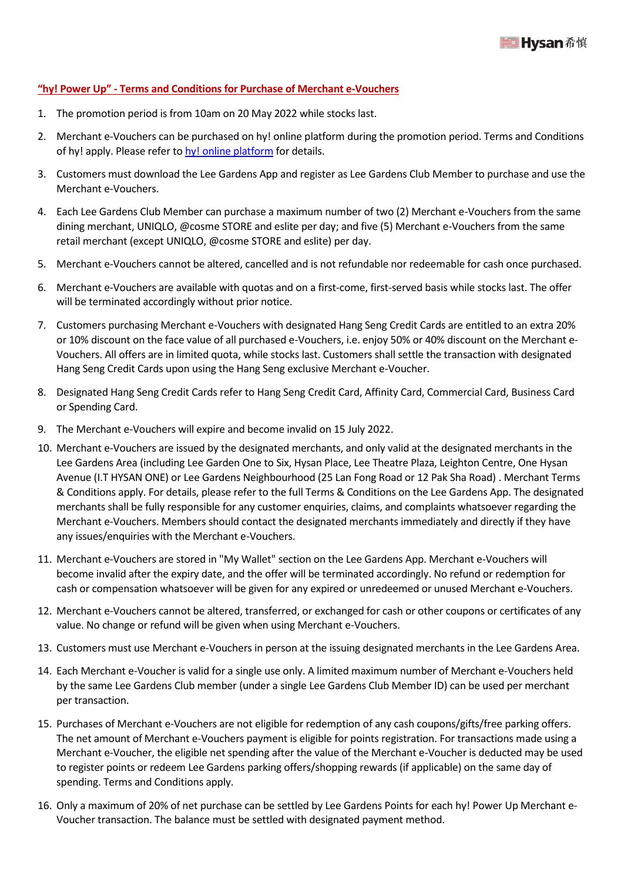## "hy! Power Up" - Terms and Conditions for Purchase of Merchant e-Vouchers

1. The promotion period is from 10am on 20 May 2022 while stocks last.
2. Merchant e-Vouchers can be purchased on hy! online platform during the promotion period. Terms and Conditions of hy! apply. Please refer to hy! online platform for details.
3. Customers must download the Lee Gardens App and register as Lee Gardens Club Member to purchase and use the Merchant e-Vouchers.
4. Each Lee Gardens Club Member can purchase a maximum number of two (2) Merchant e-Vouchers from the same dining merchant, UNIQLO, @cosme STORE and eslite per day; and five (5) Merchant e-Vouchers from the same retail merchant (except UNIQLO, @cosme STORE and eslite) per day.
5. Merchant e-Vouchers cannot be altered, cancelled and is not refundable nor redeemable for cash once purchased.
6. Merchant e-Vouchers are available with quotas and on a first-come, first-served basis while stocks last. The offer will be terminated accordingly without prior notice.
7. Customers purchasing Merchant e-Vouchers with designated Hang Seng Credit Cards are entitled to an extra 20% or 10% discount on the face value of all purchased e-Vouchers, i.e. enjoy 50% or 40% discount on the Merchant e-Vouchers. All offers are in limited quota, while stocks last. Customers shall settle the transaction with designated Hang Seng Credit Cards upon using the Hang Seng exclusive Merchant e-Voucher.
8. Designated Hang Seng Credit Cards refer to Hang Seng Credit Card, Affinity Card, Commercial Card, Business Card or Spending Card.
9. The Merchant e-Vouchers will expire and become invalid on 15 July 2022.
10. Merchant e-Vouchers are issued by the designated merchants, and only valid at the designated merchants in the Lee Gardens Area (including Lee Garden One to Six, Hysan Place, Lee Theatre Plaza, Leighton Centre, One Hysan Avenue (I.T HYSAN ONE) or Lee Gardens Neighbourhood (25 Lan Fong Road or 12 Pak Sha Road) . Merchant Terms & Conditions apply. For details, please refer to the full Terms & Conditions on the Lee Gardens App. The designated merchants shall be fully responsible for any customer enquiries, claims, and complaints whatsoever regarding the Merchant e-Vouchers. Members should contact the designated merchants immediately and directly if they have any issues/enquiries with the Merchant e-Vouchers.
11. Merchant e-Vouchers are stored in "My Wallet" section on the Lee Gardens App. Merchant e-Vouchers will become invalid after the expiry date, and the offer will be terminated accordingly. No refund or redemption for cash or compensation whatsoever will be given for any expired or unredeemed or unused Merchant e-Vouchers.
12. Merchant e-Vouchers cannot be altered, transferred, or exchanged for cash or other coupons or certificates of any value. No change or refund will be given when using Merchant e-Vouchers.
13. Customers must use Merchant e-Vouchers in person at the issuing designated merchants in the Lee Gardens Area.
14. Each Merchant e-Voucher is valid for a single use only. A limited maximum number of Merchant e-Vouchers held by the same Lee Gardens Club member (under a single Lee Gardens Club Member ID) can be used per merchant per transaction.
15. Purchases of Merchant e-Vouchers are not eligible for redemption of any cash coupons/gifts/free parking offers. The net amount of Merchant e-Vouchers payment is eligible for points registration. For transactions made using a Merchant e-Voucher, the eligible net spending after the value of the Merchant e-Voucher is deducted may be used to register points or redeem Lee Gardens parking offers/shopping rewards (if applicable) on the same day of spending. Terms and Conditions apply.
16. Only a maximum of 20% of net purchase can be settled by Lee Gardens Points for each hy! Power Up Merchant e-Voucher transaction. The balance must be settled with designated payment method.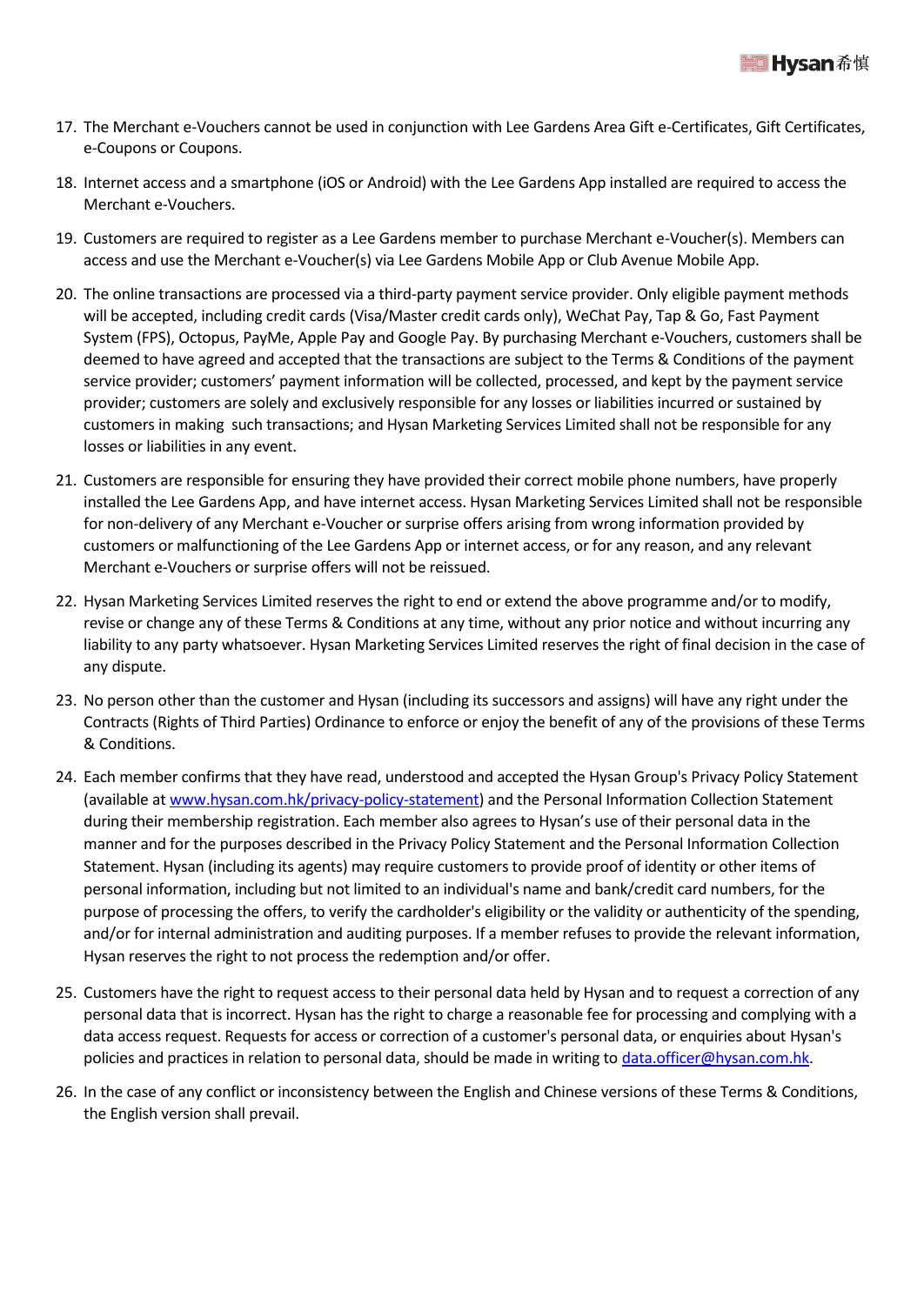17. The Merchant e-Vouchers cannot be used in conjunction with Lee Gardens Area Gift e-Certificates, Gift Certificates, e-Coupons or Coupons.

18. Internet access and a smartphone (iOS or Android) with the Lee Gardens App installed are required to access the Merchant e-Vouchers.

19. Customers are required to register as a Lee Gardens member to purchase Merchant e-Voucher(s). Members can access and use the Merchant e-Voucher(s) via Lee Gardens Mobile App or Club Avenue Mobile App.

20. The online transactions are processed via a third-party payment service provider. Only eligible payment methods will be accepted, including credit cards (Visa/Master credit cards only), WeChat Pay, Tap & Go, Fast Payment System (FPS), Octopus, PayMe, Apple Pay and Google Pay. By purchasing Merchant e-Vouchers, customers shall be deemed to have agreed and accepted that the transactions are subject to the Terms & Conditions of the payment service provider; customers' payment information will be collected, processed, and kept by the payment service provider; customers are solely and exclusively responsible for any losses or liabilities incurred or sustained by customers in making such transactions; and Hysan Marketing Services Limited shall not be responsible for any losses or liabilities in any event.

21. Customers are responsible for ensuring they have provided their correct mobile phone numbers, have properly installed the Lee Gardens App, and have internet access. Hysan Marketing Services Limited shall not be responsible for non-delivery of any Merchant e-Voucher or surprise offers arising from wrong information provided by customers or malfunctioning of the Lee Gardens App or internet access, or for any reason, and any relevant Merchant e-Vouchers or surprise offers will not be reissued.

22. Hysan Marketing Services Limited reserves the right to end or extend the above programme and/or to modify, revise or change any of these Terms & Conditions at any time, without any prior notice and without incurring any liability to any party whatsoever. Hysan Marketing Services Limited reserves the right of final decision in the case of any dispute.

23. No person other than the customer and Hysan (including its successors and assigns) will have any right under the Contracts (Rights of Third Parties) Ordinance to enforce or enjoy the benefit of any of the provisions of these Terms & Conditions.

24. Each member confirms that they have read, understood and accepted the Hysan Group's Privacy Policy Statement (available at [www.hysan.com.hk/privacy-policy-statement](www.hysan.com.hk/privacy-policy-statement)) and the Personal Information Collection Statement during their membership registration. Each member also agrees to Hysan's use of their personal data in the manner and for the purposes described in the Privacy Policy Statement and the Personal Information Collection Statement. Hysan (including its agents) may require customers to provide proof of identity or other items of personal information, including but not limited to an individual's name and bank/credit card numbers, for the purpose of processing the offers, to verify the cardholder's eligibility or the validity or authenticity of the spending, and/or for internal administration and auditing purposes. If a member refuses to provide the relevant information, Hysan reserves the right to not process the redemption and/or offer.

25. Customers have the right to request access to their personal data held by Hysan and to request a correction of any personal data that is incorrect. Hysan has the right to charge a reasonable fee for processing and complying with a data access request. Requests for access or correction of a customer's personal data, or enquiries about Hysan's policies and practices in relation to personal data, should be made in writing to [data.officer@hysan.com.hk](mailto:data.officer@hysan.com.hk).

26. In the case of any conflict or inconsistency between the English and Chinese versions of these Terms & Conditions, the English version shall prevail.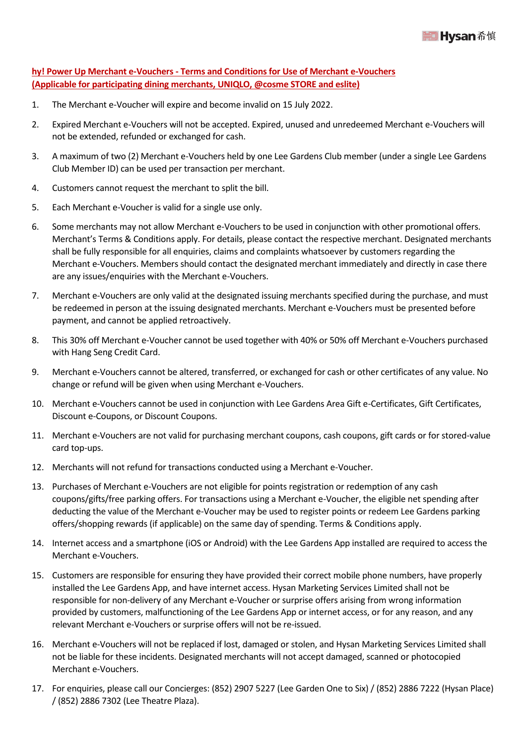**hy! Power Up Merchant e-Vouchers - Terms and Conditions for Use of Merchant e-Vouchers (Applicable for participating dining merchants, UNIQLO, @cosme STORE and eslite)**

1. The Merchant e-Voucher will expire and become invalid on 15 July 2022.
2. Expired Merchant e-Vouchers will not be accepted. Expired, unused and unredeemed Merchant e-Vouchers will not be extended, refunded or exchanged for cash.
3. A maximum of two (2) Merchant e-Vouchers held by one Lee Gardens Club member (under a single Lee Gardens Club Member ID) can be used per transaction per merchant.
4. Customers cannot request the merchant to split the bill.
5. Each Merchant e-Voucher is valid for a single use only.
6. Some merchants may not allow Merchant e-Vouchers to be used in conjunction with other promotional offers. Merchant's Terms & Conditions apply. For details, please contact the respective merchant. Designated merchants shall be fully responsible for all enquiries, claims and complaints whatsoever by customers regarding the Merchant e-Vouchers. Members should contact the designated merchant immediately and directly in case there are any issues/enquiries with the Merchant e-Vouchers.
7. Merchant e-Vouchers are only valid at the designated issuing merchants specified during the purchase, and must be redeemed in person at the issuing designated merchants. Merchant e-Vouchers must be presented before payment, and cannot be applied retroactively.
8. This 30% off Merchant e-Voucher cannot be used together with 40% or 50% off Merchant e-Vouchers purchased with Hang Seng Credit Card.
9. Merchant e-Vouchers cannot be altered, transferred, or exchanged for cash or other certificates of any value. No change or refund will be given when using Merchant e-Vouchers.
10. Merchant e-Vouchers cannot be used in conjunction with Lee Gardens Area Gift e-Certificates, Gift Certificates, Discount e-Coupons, or Discount Coupons.
11. Merchant e-Vouchers are not valid for purchasing merchant coupons, cash coupons, gift cards or for stored-value card top-ups.
12. Merchants will not refund for transactions conducted using a Merchant e-Voucher.
13. Purchases of Merchant e-Vouchers are not eligible for points registration or redemption of any cash coupons/gifts/free parking offers. For transactions using a Merchant e-Voucher, the eligible net spending after deducting the value of the Merchant e-Voucher may be used to register points or redeem Lee Gardens parking offers/shopping rewards (if applicable) on the same day of spending. Terms & Conditions apply.
14. Internet access and a smartphone (iOS or Android) with the Lee Gardens App installed are required to access the Merchant e-Vouchers.
15. Customers are responsible for ensuring they have provided their correct mobile phone numbers, have properly installed the Lee Gardens App, and have internet access. Hysan Marketing Services Limited shall not be responsible for non-delivery of any Merchant e-Voucher or surprise offers arising from wrong information provided by customers, malfunctioning of the Lee Gardens App or internet access, or for any reason, and any relevant Merchant e-Vouchers or surprise offers will not be re-issued.
16. Merchant e-Vouchers will not be replaced if lost, damaged or stolen, and Hysan Marketing Services Limited shall not be liable for these incidents. Designated merchants will not accept damaged, scanned or photocopied Merchant e-Vouchers.
17. For enquiries, please call our Concierges: (852) 2907 5227 (Lee Garden One to Six) / (852) 2886 7222 (Hysan Place) / (852) 2886 7302 (Lee Theatre Plaza).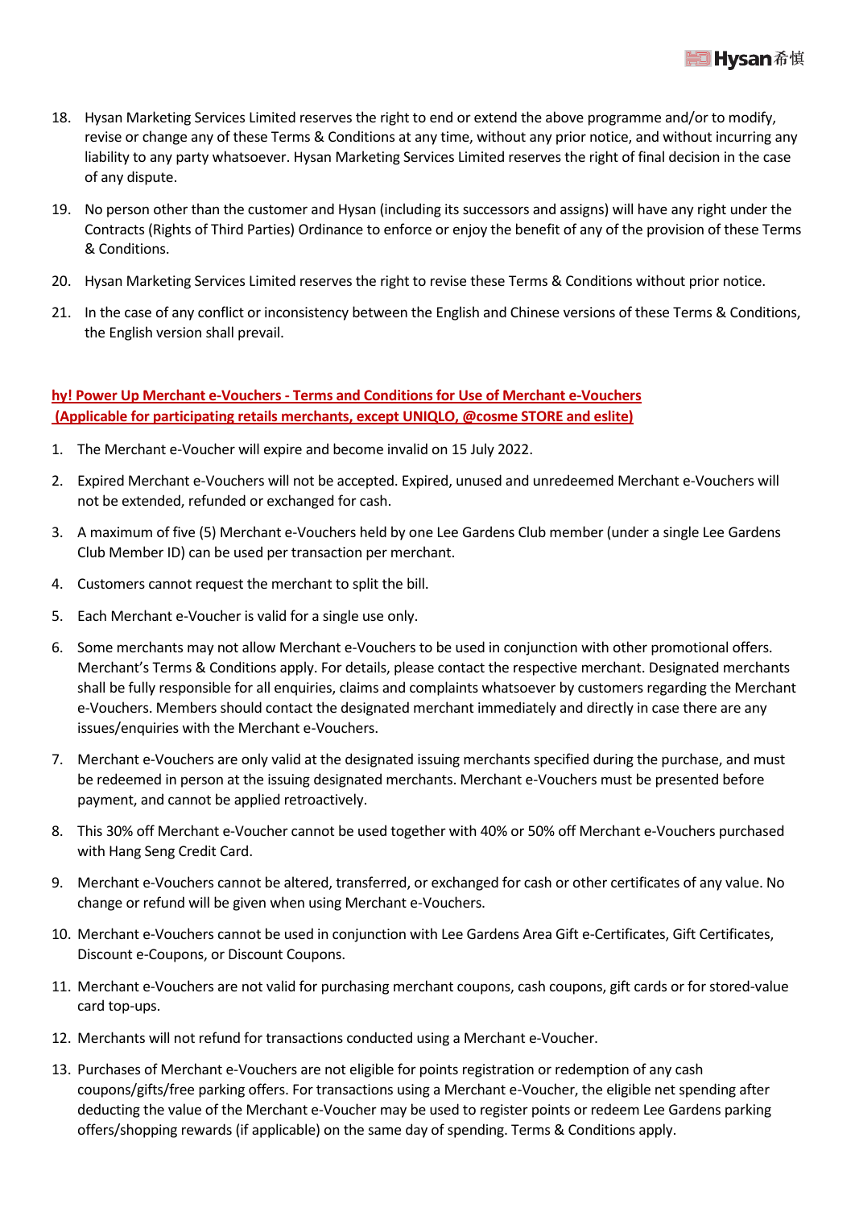18. Hysan Marketing Services Limited reserves the right to end or extend the above programme and/or to modify, revise or change any of these Terms & Conditions at any time, without any prior notice, and without incurring any liability to any party whatsoever. Hysan Marketing Services Limited reserves the right of final decision in the case of any dispute.
19. No person other than the customer and Hysan (including its successors and assigns) will have any right under the Contracts (Rights of Third Parties) Ordinance to enforce or enjoy the benefit of any of the provision of these Terms & Conditions.
20. Hysan Marketing Services Limited reserves the right to revise these Terms & Conditions without prior notice.
21. In the case of any conflict or inconsistency between the English and Chinese versions of these Terms & Conditions, the English version shall prevail.

**hy! Power Up Merchant e-Vouchers - Terms and Conditions for Use of Merchant e-Vouchers (Applicable for participating retails merchants, except UNIQLO, @cosme STORE and eslite)**

1. The Merchant e-Voucher will expire and become invalid on 15 July 2022.
2. Expired Merchant e-Vouchers will not be accepted. Expired, unused and unredeemed Merchant e-Vouchers will not be extended, refunded or exchanged for cash.
3. A maximum of five (5) Merchant e-Vouchers held by one Lee Gardens Club member (under a single Lee Gardens Club Member ID) can be used per transaction per merchant.
4. Customers cannot request the merchant to split the bill.
5. Each Merchant e-Voucher is valid for a single use only.
6. Some merchants may not allow Merchant e-Vouchers to be used in conjunction with other promotional offers. Merchant's Terms & Conditions apply. For details, please contact the respective merchant. Designated merchants shall be fully responsible for all enquiries, claims and complaints whatsoever by customers regarding the Merchant e-Vouchers. Members should contact the designated merchant immediately and directly in case there are any issues/enquiries with the Merchant e-Vouchers.
7. Merchant e-Vouchers are only valid at the designated issuing merchants specified during the purchase, and must be redeemed in person at the issuing designated merchants. Merchant e-Vouchers must be presented before payment, and cannot be applied retroactively.
8. This 30% off Merchant e-Voucher cannot be used together with 40% or 50% off Merchant e-Vouchers purchased with Hang Seng Credit Card.
9. Merchant e-Vouchers cannot be altered, transferred, or exchanged for cash or other certificates of any value. No change or refund will be given when using Merchant e-Vouchers.
10. Merchant e-Vouchers cannot be used in conjunction with Lee Gardens Area Gift e-Certificates, Gift Certificates, Discount e-Coupons, or Discount Coupons.
11. Merchant e-Vouchers are not valid for purchasing merchant coupons, cash coupons, gift cards or for stored-value card top-ups.
12. Merchants will not refund for transactions conducted using a Merchant e-Voucher.
13. Purchases of Merchant e-Vouchers are not eligible for points registration or redemption of any cash coupons/gifts/free parking offers. For transactions using a Merchant e-Voucher, the eligible net spending after deducting the value of the Merchant e-Voucher may be used to register points or redeem Lee Gardens parking offers/shopping rewards (if applicable) on the same day of spending. Terms & Conditions apply.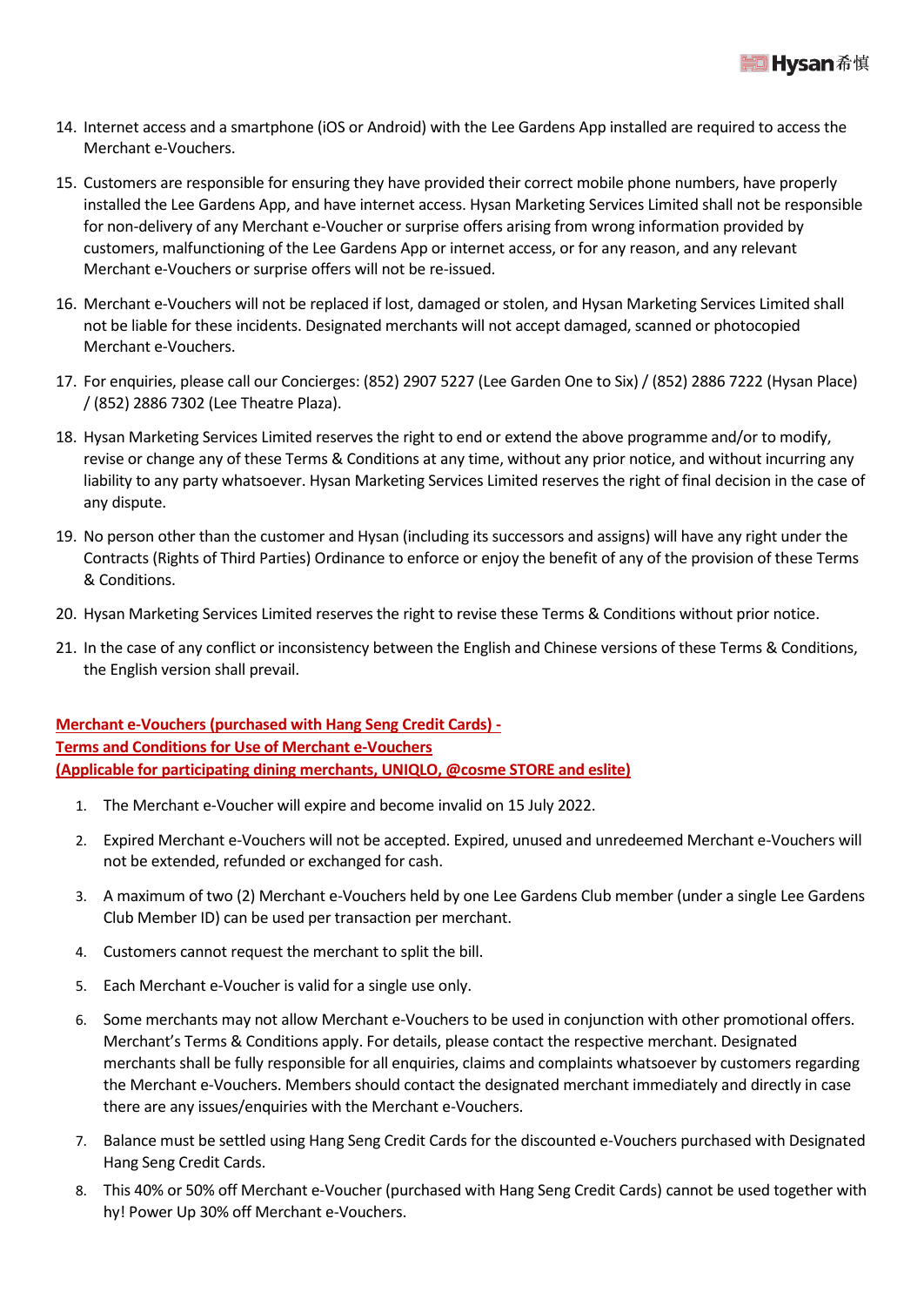14. Internet access and a smartphone (iOS or Android) with the Lee Gardens App installed are required to access the Merchant e-Vouchers.

15. Customers are responsible for ensuring they have provided their correct mobile phone numbers, have properly installed the Lee Gardens App, and have internet access. Hysan Marketing Services Limited shall not be responsible for non-delivery of any Merchant e-Voucher or surprise offers arising from wrong information provided by customers, malfunctioning of the Lee Gardens App or internet access, or for any reason, and any relevant Merchant e-Vouchers or surprise offers will not be re-issued.

16. Merchant e-Vouchers will not be replaced if lost, damaged or stolen, and Hysan Marketing Services Limited shall not be liable for these incidents. Designated merchants will not accept damaged, scanned or photocopied Merchant e-Vouchers.

17. For enquiries, please call our Concierges: (852) 2907 5227 (Lee Garden One to Six) / (852) 2886 7222 (Hysan Place) / (852) 2886 7302 (Lee Theatre Plaza).

18. Hysan Marketing Services Limited reserves the right to end or extend the above programme and/or to modify, revise or change any of these Terms & Conditions at any time, without any prior notice, and without incurring any liability to any party whatsoever. Hysan Marketing Services Limited reserves the right of final decision in the case of any dispute.

19. No person other than the customer and Hysan (including its successors and assigns) will have any right under the Contracts (Rights of Third Parties) Ordinance to enforce or enjoy the benefit of any of the provision of these Terms & Conditions.

20. Hysan Marketing Services Limited reserves the right to revise these Terms & Conditions without prior notice.

21. In the case of any conflict or inconsistency between the English and Chinese versions of these Terms & Conditions, the English version shall prevail.

**Merchant e-Vouchers (purchased with Hang Seng Credit Cards) -**
**Terms and Conditions for Use of Merchant e-Vouchers**
**(Applicable for participating dining merchants, UNIQLO, @cosme STORE and eslite)**

1. The Merchant e-Voucher will expire and become invalid on 15 July 2022.

2. Expired Merchant e-Vouchers will not be accepted. Expired, unused and unredeemed Merchant e-Vouchers will not be extended, refunded or exchanged for cash.

3. A maximum of two (2) Merchant e-Vouchers held by one Lee Gardens Club member (under a single Lee Gardens Club Member ID) can be used per transaction per merchant.

4. Customers cannot request the merchant to split the bill.

5. Each Merchant e-Voucher is valid for a single use only.

6. Some merchants may not allow Merchant e-Vouchers to be used in conjunction with other promotional offers. Merchant's Terms & Conditions apply. For details, please contact the respective merchant. Designated merchants shall be fully responsible for all enquiries, claims and complaints whatsoever by customers regarding the Merchant e-Vouchers. Members should contact the designated merchant immediately and directly in case there are any issues/enquiries with the Merchant e-Vouchers.

7. Balance must be settled using Hang Seng Credit Cards for the discounted e-Vouchers purchased with Designated Hang Seng Credit Cards.

8. This 40% or 50% off Merchant e-Voucher (purchased with Hang Seng Credit Cards) cannot be used together with hy! Power Up 30% off Merchant e-Vouchers.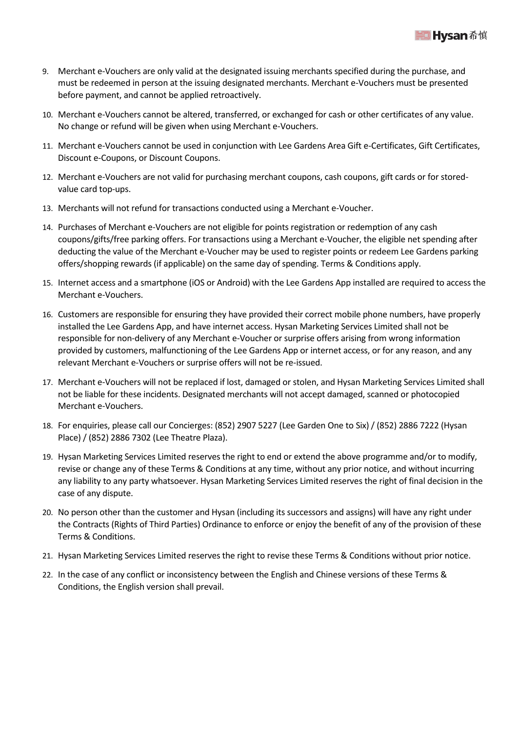9. Merchant e-Vouchers are only valid at the designated issuing merchants specified during the purchase, and must be redeemed in person at the issuing designated merchants. Merchant e-Vouchers must be presented before payment, and cannot be applied retroactively.
10. Merchant e-Vouchers cannot be altered, transferred, or exchanged for cash or other certificates of any value. No change or refund will be given when using Merchant e-Vouchers.
11. Merchant e-Vouchers cannot be used in conjunction with Lee Gardens Area Gift e-Certificates, Gift Certificates, Discount e-Coupons, or Discount Coupons.
12. Merchant e-Vouchers are not valid for purchasing merchant coupons, cash coupons, gift cards or for stored-value card top-ups.
13. Merchants will not refund for transactions conducted using a Merchant e-Voucher.
14. Purchases of Merchant e-Vouchers are not eligible for points registration or redemption of any cash coupons/gifts/free parking offers. For transactions using a Merchant e-Voucher, the eligible net spending after deducting the value of the Merchant e-Voucher may be used to register points or redeem Lee Gardens parking offers/shopping rewards (if applicable) on the same day of spending. Terms & Conditions apply.
15. Internet access and a smartphone (iOS or Android) with the Lee Gardens App installed are required to access the Merchant e-Vouchers.
16. Customers are responsible for ensuring they have provided their correct mobile phone numbers, have properly installed the Lee Gardens App, and have internet access. Hysan Marketing Services Limited shall not be responsible for non-delivery of any Merchant e-Voucher or surprise offers arising from wrong information provided by customers, malfunctioning of the Lee Gardens App or internet access, or for any reason, and any relevant Merchant e-Vouchers or surprise offers will not be re-issued.
17. Merchant e-Vouchers will not be replaced if lost, damaged or stolen, and Hysan Marketing Services Limited shall not be liable for these incidents. Designated merchants will not accept damaged, scanned or photocopied Merchant e-Vouchers.
18. For enquiries, please call our Concierges: (852) 2907 5227 (Lee Garden One to Six) / (852) 2886 7222 (Hysan Place) / (852) 2886 7302 (Lee Theatre Plaza).
19. Hysan Marketing Services Limited reserves the right to end or extend the above programme and/or to modify, revise or change any of these Terms & Conditions at any time, without any prior notice, and without incurring any liability to any party whatsoever. Hysan Marketing Services Limited reserves the right of final decision in the case of any dispute.
20. No person other than the customer and Hysan (including its successors and assigns) will have any right under the Contracts (Rights of Third Parties) Ordinance to enforce or enjoy the benefit of any of the provision of these Terms & Conditions.
21. Hysan Marketing Services Limited reserves the right to revise these Terms & Conditions without prior notice.
22. In the case of any conflict or inconsistency between the English and Chinese versions of these Terms & Conditions, the English version shall prevail.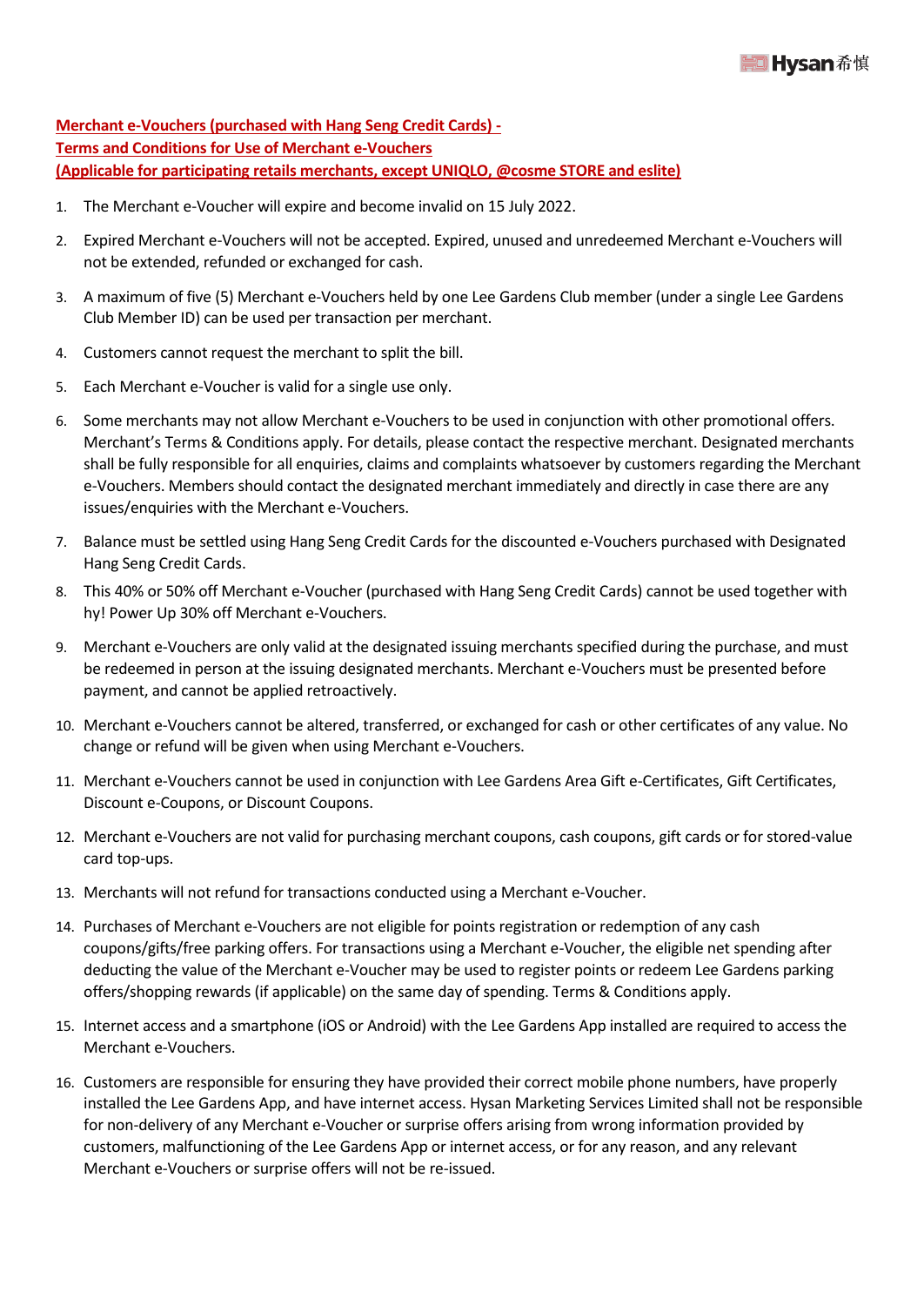**Merchant e-Vouchers (purchased with Hang Seng Credit Cards) -**
**Terms and Conditions for Use of Merchant e-Vouchers**
**(Applicable for participating retails merchants, except UNIQLO, @cosme STORE and eslite)**

1. The Merchant e-Voucher will expire and become invalid on 15 July 2022.
2. Expired Merchant e-Vouchers will not be accepted. Expired, unused and unredeemed Merchant e-Vouchers will not be extended, refunded or exchanged for cash.
3. A maximum of five (5) Merchant e-Vouchers held by one Lee Gardens Club member (under a single Lee Gardens Club Member ID) can be used per transaction per merchant.
4. Customers cannot request the merchant to split the bill.
5. Each Merchant e-Voucher is valid for a single use only.
6. Some merchants may not allow Merchant e-Vouchers to be used in conjunction with other promotional offers. Merchant's Terms & Conditions apply. For details, please contact the respective merchant. Designated merchants shall be fully responsible for all enquiries, claims and complaints whatsoever by customers regarding the Merchant e-Vouchers. Members should contact the designated merchant immediately and directly in case there are any issues/enquiries with the Merchant e-Vouchers.
7. Balance must be settled using Hang Seng Credit Cards for the discounted e-Vouchers purchased with Designated Hang Seng Credit Cards.
8. This 40% or 50% off Merchant e-Voucher (purchased with Hang Seng Credit Cards) cannot be used together with hy! Power Up 30% off Merchant e-Vouchers.
9. Merchant e-Vouchers are only valid at the designated issuing merchants specified during the purchase, and must be redeemed in person at the issuing designated merchants. Merchant e-Vouchers must be presented before payment, and cannot be applied retroactively.
10. Merchant e-Vouchers cannot be altered, transferred, or exchanged for cash or other certificates of any value. No change or refund will be given when using Merchant e-Vouchers.
11. Merchant e-Vouchers cannot be used in conjunction with Lee Gardens Area Gift e-Certificates, Gift Certificates, Discount e-Coupons, or Discount Coupons.
12. Merchant e-Vouchers are not valid for purchasing merchant coupons, cash coupons, gift cards or for stored-value card top-ups.
13. Merchants will not refund for transactions conducted using a Merchant e-Voucher.
14. Purchases of Merchant e-Vouchers are not eligible for points registration or redemption of any cash coupons/gifts/free parking offers. For transactions using a Merchant e-Voucher, the eligible net spending after deducting the value of the Merchant e-Voucher may be used to register points or redeem Lee Gardens parking offers/shopping rewards (if applicable) on the same day of spending. Terms & Conditions apply.
15. Internet access and a smartphone (iOS or Android) with the Lee Gardens App installed are required to access the Merchant e-Vouchers.
16. Customers are responsible for ensuring they have provided their correct mobile phone numbers, have properly installed the Lee Gardens App, and have internet access. Hysan Marketing Services Limited shall not be responsible for non-delivery of any Merchant e-Voucher or surprise offers arising from wrong information provided by customers, malfunctioning of the Lee Gardens App or internet access, or for any reason, and any relevant Merchant e-Vouchers or surprise offers will not be re-issued.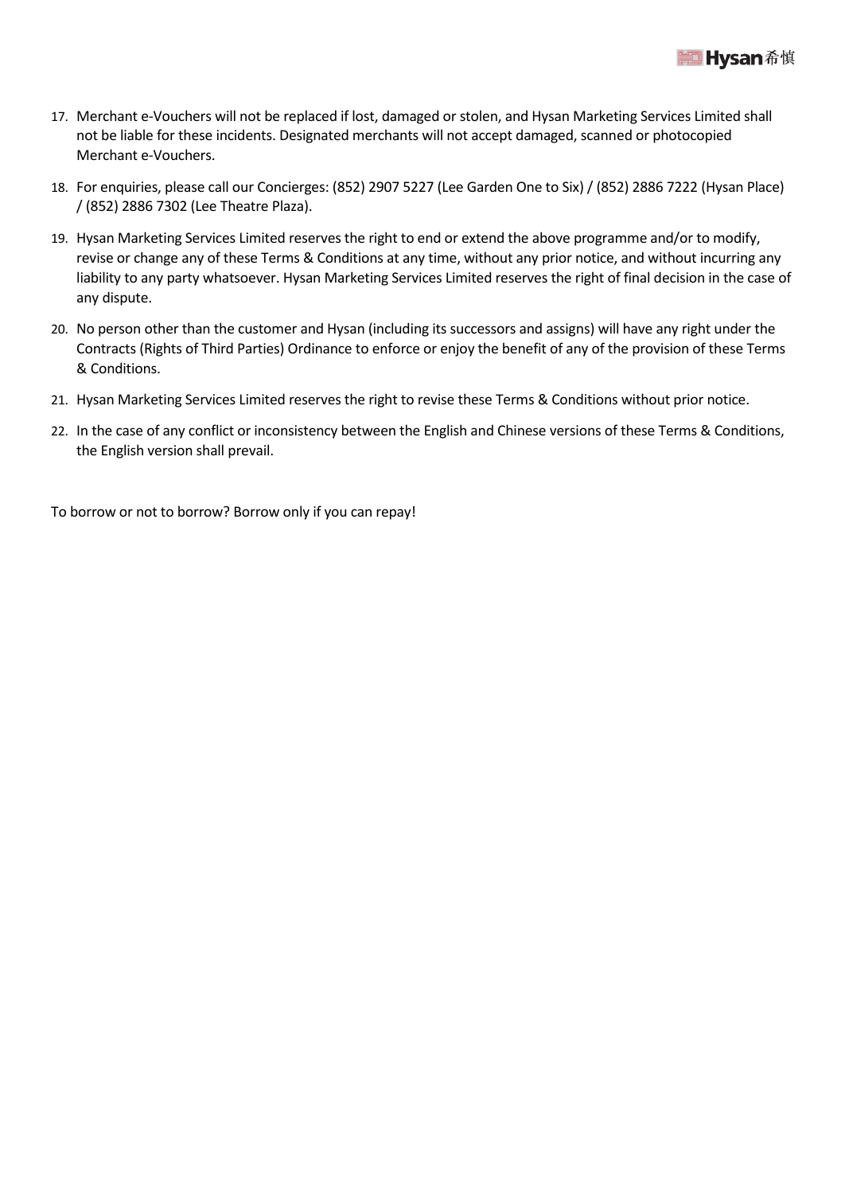17. Merchant e-Vouchers will not be replaced if lost, damaged or stolen, and Hysan Marketing Services Limited shall not be liable for these incidents. Designated merchants will not accept damaged, scanned or photocopied Merchant e-Vouchers.
18. For enquiries, please call our Concierges: (852) 2907 5227 (Lee Garden One to Six) / (852) 2886 7222 (Hysan Place) / (852) 2886 7302 (Lee Theatre Plaza).
19. Hysan Marketing Services Limited reserves the right to end or extend the above programme and/or to modify, revise or change any of these Terms & Conditions at any time, without any prior notice, and without incurring any liability to any party whatsoever. Hysan Marketing Services Limited reserves the right of final decision in the case of any dispute.
20. No person other than the customer and Hysan (including its successors and assigns) will have any right under the Contracts (Rights of Third Parties) Ordinance to enforce or enjoy the benefit of any of the provision of these Terms & Conditions.
21. Hysan Marketing Services Limited reserves the right to revise these Terms & Conditions without prior notice.
22. In the case of any conflict or inconsistency between the English and Chinese versions of these Terms & Conditions, the English version shall prevail.

To borrow or not to borrow? Borrow only if you can repay!